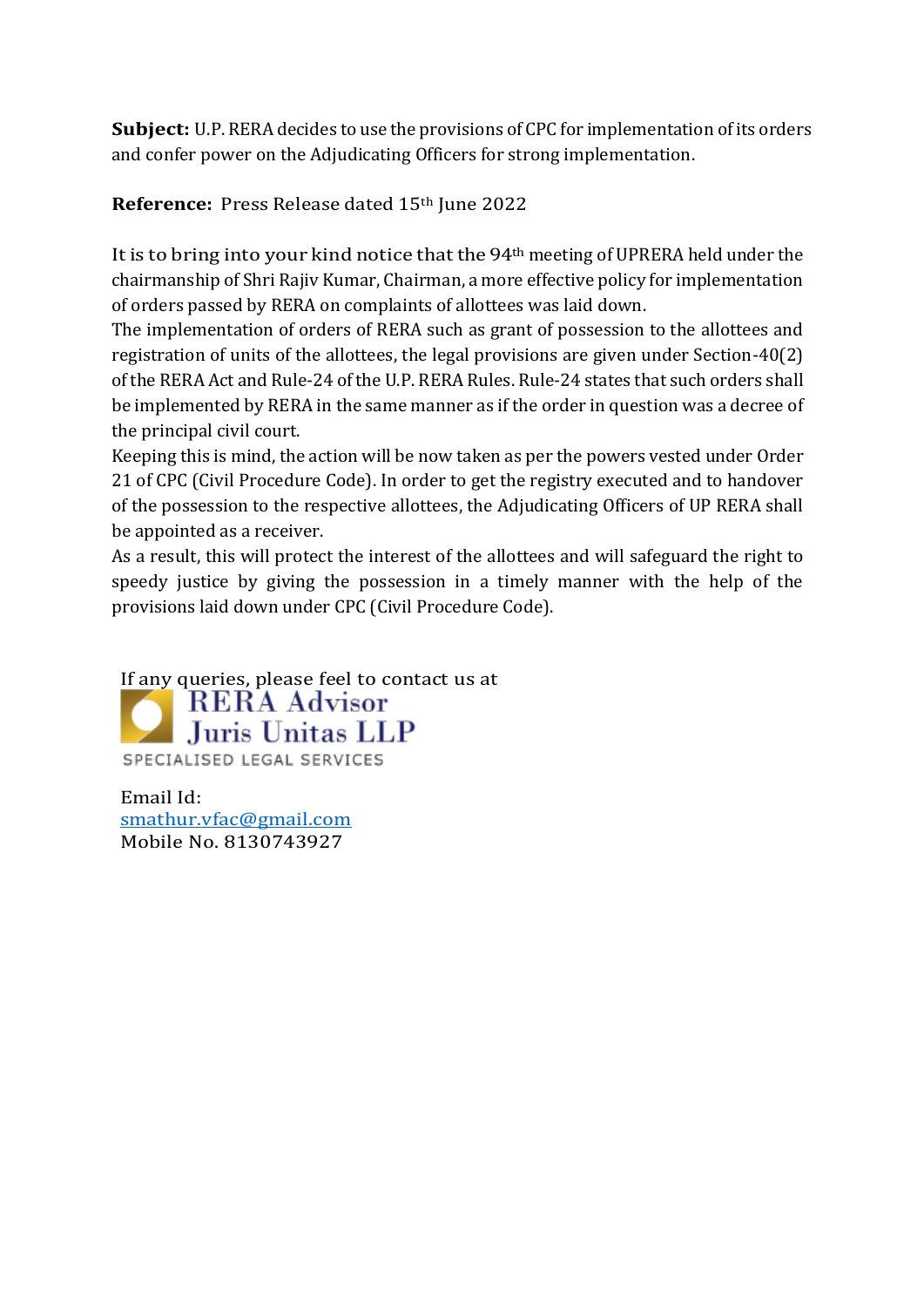**Subject:** U.P. RERA decides to use the provisions of CPC for implementation of its orders and confer power on the Adjudicating Officers for strong implementation.

**Reference:** Press Release dated 15th June 2022

It is to bring into your kind notice that the 94th meeting of UPRERA held under the chairmanship of Shri Rajiv Kumar, Chairman, a more effective policy for implementation of orders passed by RERA on complaints of allottees was laid down.

The implementation of orders of RERA such as grant of possession to the allottees and registration of units of the allottees, the legal provisions are given under Section-40(2) of the RERA Act and Rule-24 of the U.P. RERA Rules. Rule-24 states that such orders shall be implemented by RERA in the same manner as if the order in question was a decree of the principal civil court.

Keeping this is mind, the action will be now taken as per the powers vested under Order 21 of CPC (Civil Procedure Code). In order to get the registry executed and to handover of the possession to the respective allottees, the Adjudicating Officers of UP RERA shall be appointed as a receiver.

As a result, this will protect the interest of the allottees and will safeguard the right to speedy justice by giving the possession in a timely manner with the help of the provisions laid down under CPC (Civil Procedure Code).

If any queries, please feel to contact us at

RERA Advisor
Juris Unitas LLP
SPECIALISED LEGAL SERVICES

Email Id:
smathur.vfac@gmail.com
Mobile No. 8130743927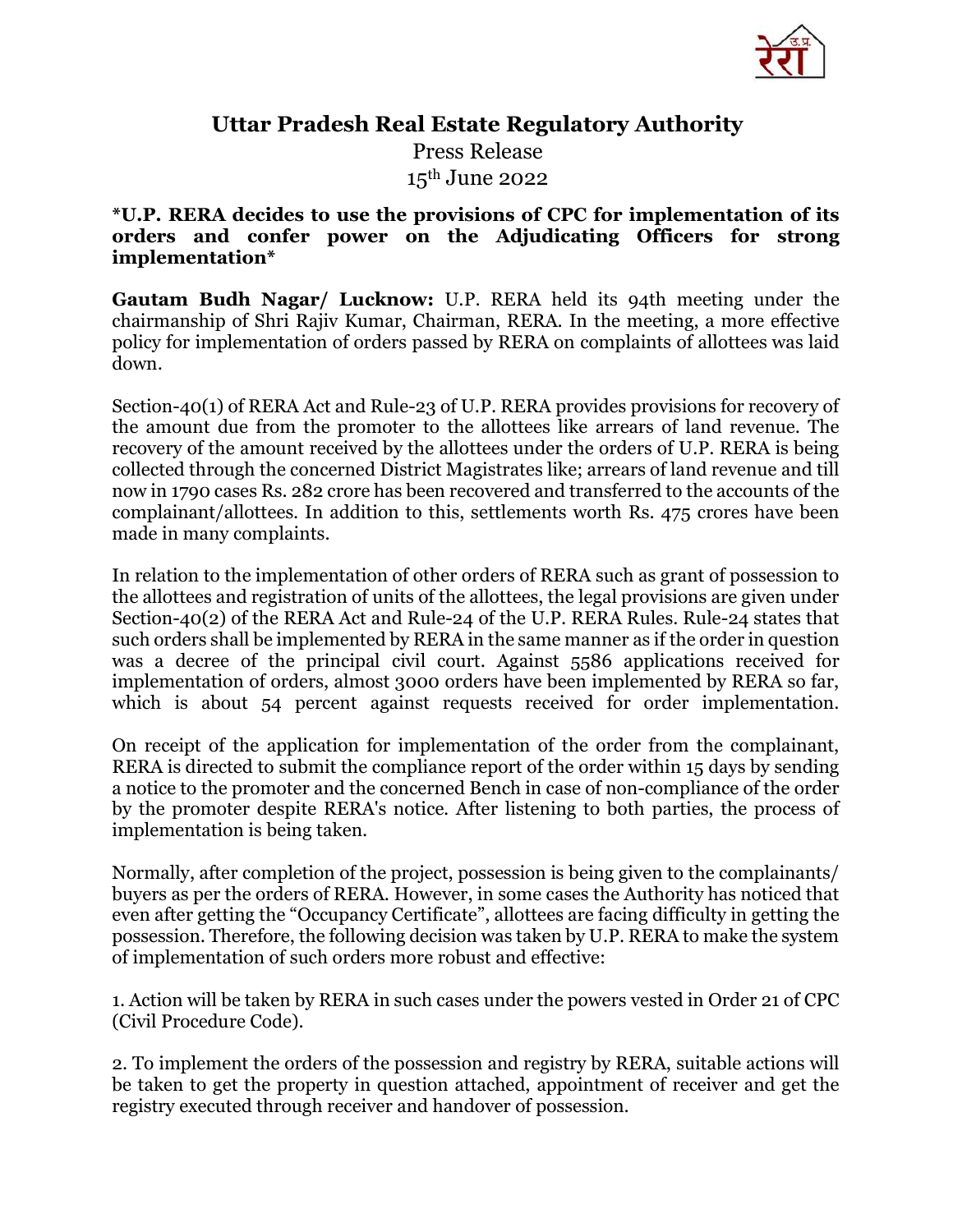# Uttar Pradesh Real Estate Regulatory Authority

Press Release

15th June 2022

**\*U.P. RERA decides to use the provisions of CPC for implementation of its orders and confer power on the Adjudicating Officers for strong implementation\***

**Gautam Budh Nagar/ Lucknow:** U.P. RERA held its 94th meeting under the chairmanship of Shri Rajiv Kumar, Chairman, RERA. In the meeting, a more effective policy for implementation of orders passed by RERA on complaints of allottees was laid down.

Section-40(1) of RERA Act and Rule-23 of U.P. RERA provides provisions for recovery of the amount due from the promoter to the allottees like arrears of land revenue. The recovery of the amount received by the allottees under the orders of U.P. RERA is being collected through the concerned District Magistrates like; arrears of land revenue and till now in 1790 cases Rs. 282 crore has been recovered and transferred to the accounts of the complainant/allottees. In addition to this, settlements worth Rs. 475 crores have been made in many complaints.

In relation to the implementation of other orders of RERA such as grant of possession to the allottees and registration of units of the allottees, the legal provisions are given under Section-40(2) of the RERA Act and Rule-24 of the U.P. RERA Rules. Rule-24 states that such orders shall be implemented by RERA in the same manner as if the order in question was a decree of the principal civil court. Against 5586 applications received for implementation of orders, almost 3000 orders have been implemented by RERA so far, which is about 54 percent against requests received for order implementation.

On receipt of the application for implementation of the order from the complainant, RERA is directed to submit the compliance report of the order within 15 days by sending a notice to the promoter and the concerned Bench in case of non-compliance of the order by the promoter despite RERA's notice. After listening to both parties, the process of implementation is being taken.

Normally, after completion of the project, possession is being given to the complainants/ buyers as per the orders of RERA. However, in some cases the Authority has noticed that even after getting the "Occupancy Certificate", allottees are facing difficulty in getting the possession. Therefore, the following decision was taken by U.P. RERA to make the system of implementation of such orders more robust and effective:

1. Action will be taken by RERA in such cases under the powers vested in Order 21 of CPC (Civil Procedure Code).

2. To implement the orders of the possession and registry by RERA, suitable actions will be taken to get the property in question attached, appointment of receiver and get the registry executed through receiver and handover of possession.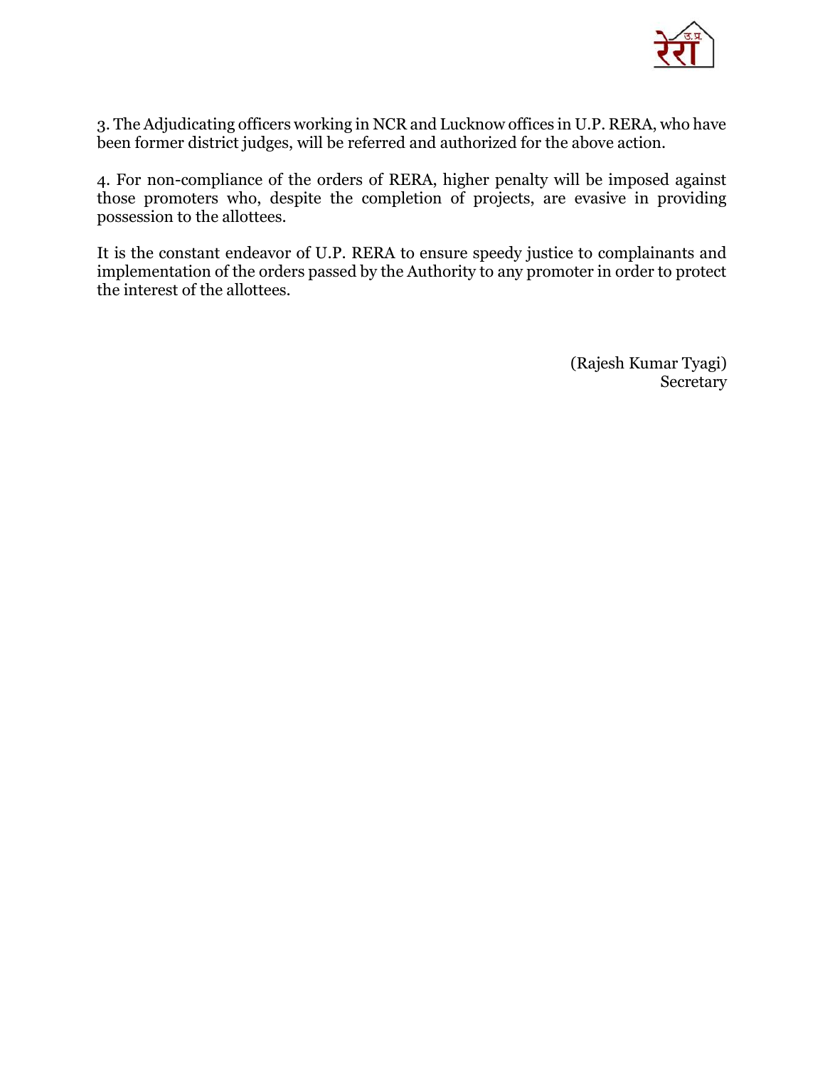3. The Adjudicating officers working in NCR and Lucknow offices in U.P. RERA, who have been former district judges, will be referred and authorized for the above action.

4. For non-compliance of the orders of RERA, higher penalty will be imposed against those promoters who, despite the completion of projects, are evasive in providing possession to the allottees.

It is the constant endeavor of U.P. RERA to ensure speedy justice to complainants and implementation of the orders passed by the Authority to any promoter in order to protect the interest of the allottees.

(Rajesh Kumar Tyagi)
Secretary